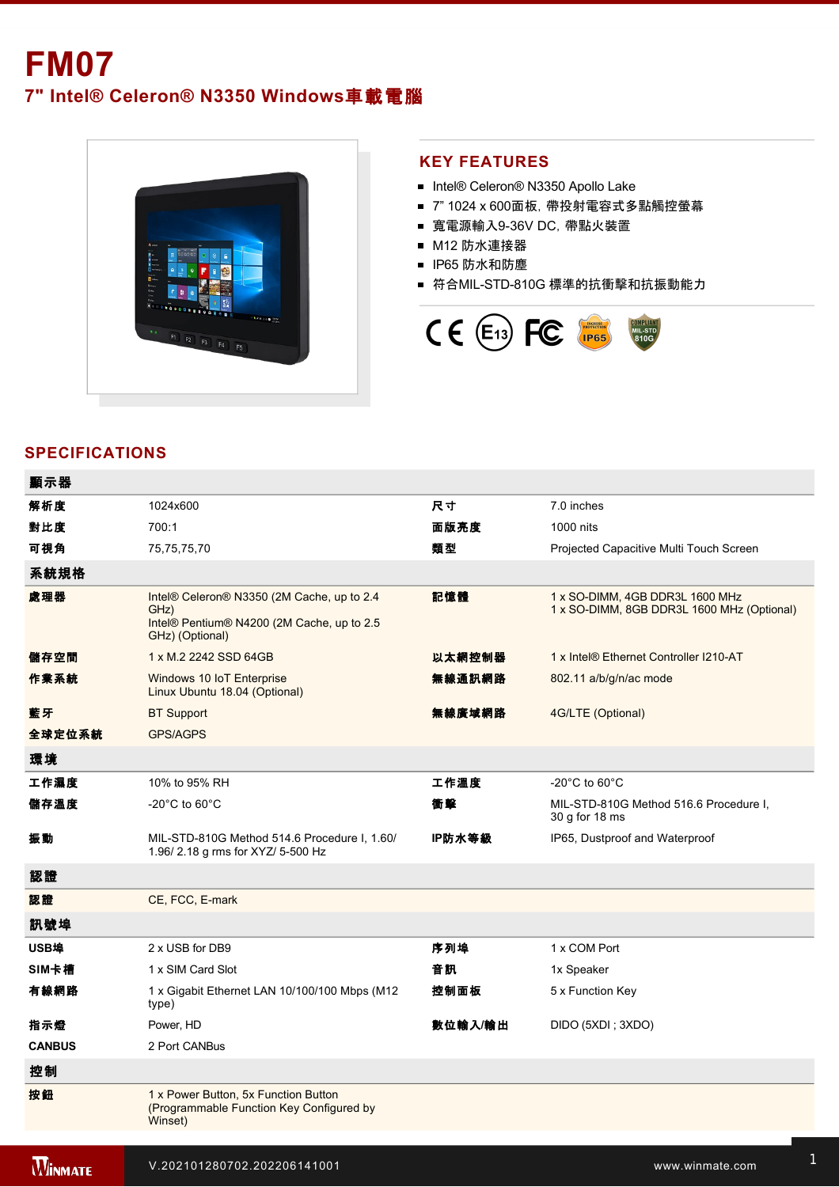# FM07

## 7" Intel® Celeron® N3350 Windows車載電腦

## KEY FEATURES

- Intel® Celeron® N3350 Apollo Lake
- 7" 1024 x 600面板，帶投射電容式多點觸控螢幕
- 寬電源輸入9-36V DC，帶點火裝置
- M12 防水連接器
- IP65 防水和防塵
- 符合MIL-STD-810G 標準的抗衝擊和抗振動能力

## SPECIFICATIONS

| 顯示器 | | | |
|---|---|---|---|
| 解析度 | 1024x600 | 尺寸 | 7.0 inches |
| 對比度 | 700:1 | 面版亮度 | 1000 nits |
| 可視角 | 75,75,75,70 | 類型 | Projected Capacitive Multi Touch Screen |
| **系統規格** | | | |
| 處理器 | Intel® Celeron® N3350 (2M Cache, up to 2.4 GHz)<br>Intel® Pentium® N4200 (2M Cache, up to 2.5 GHz) (Optional) | 記憶體 | 1 x SO-DIMM, 4GB DDR3L 1600 MHz<br>1 x SO-DIMM, 8GB DDR3L 1600 MHz (Optional) |
| 儲存空間 | 1 x M.2 2242 SSD 64GB | 以太網控制器 | 1 x Intel® Ethernet Controller I210-AT |
| 作業系統 | Windows 10 IoT Enterprise<br>Linux Ubuntu 18.04 (Optional) | 無線通訊網路 | 802.11 a/b/g/n/ac mode |
| 藍牙 | BT Support | 無線廣域網路 | 4G/LTE (Optional) |
| 全球定位系統 | GPS/AGPS | | |
| **環境** | | | |
| 工作濕度 | 10% to 95% RH | 工作溫度 | -20°C to 60°C |
| 儲存溫度 | -20°C to 60°C | 衝擊 | MIL-STD-810G Method 516.6 Procedure I, 30 g for 18 ms |
| 振動 | MIL-STD-810G Method 514.6 Procedure I, 1.60/ 1.96/ 2.18 g rms for XYZ/ 5-500 Hz | IP防水等級 | IP65, Dustproof and Waterproof |
| **認證** | | | |
| 認證 | CE, FCC, E-mark | | |
| **訊號埠** | | | |
| USB埠 | 2 x USB for DB9 | 序列埠 | 1 x COM Port |
| SIM卡槽 | 1 x SIM Card Slot | 音訊 | 1x Speaker |
| 有線網路 | 1 x Gigabit Ethernet LAN 10/100/100 Mbps (M12 type) | 控制面板 | 5 x Function Key |
| 指示燈 | Power, HD | 數位輸入/輸出 | DIDO (5XDI ; 3XDO) |
| CANBUS | 2 Port CANBus | | |
| **控制** | | | |
| 按鈕 | 1 x Power Button, 5x Function Button (Programmable Function Key Configured by Winset) | | |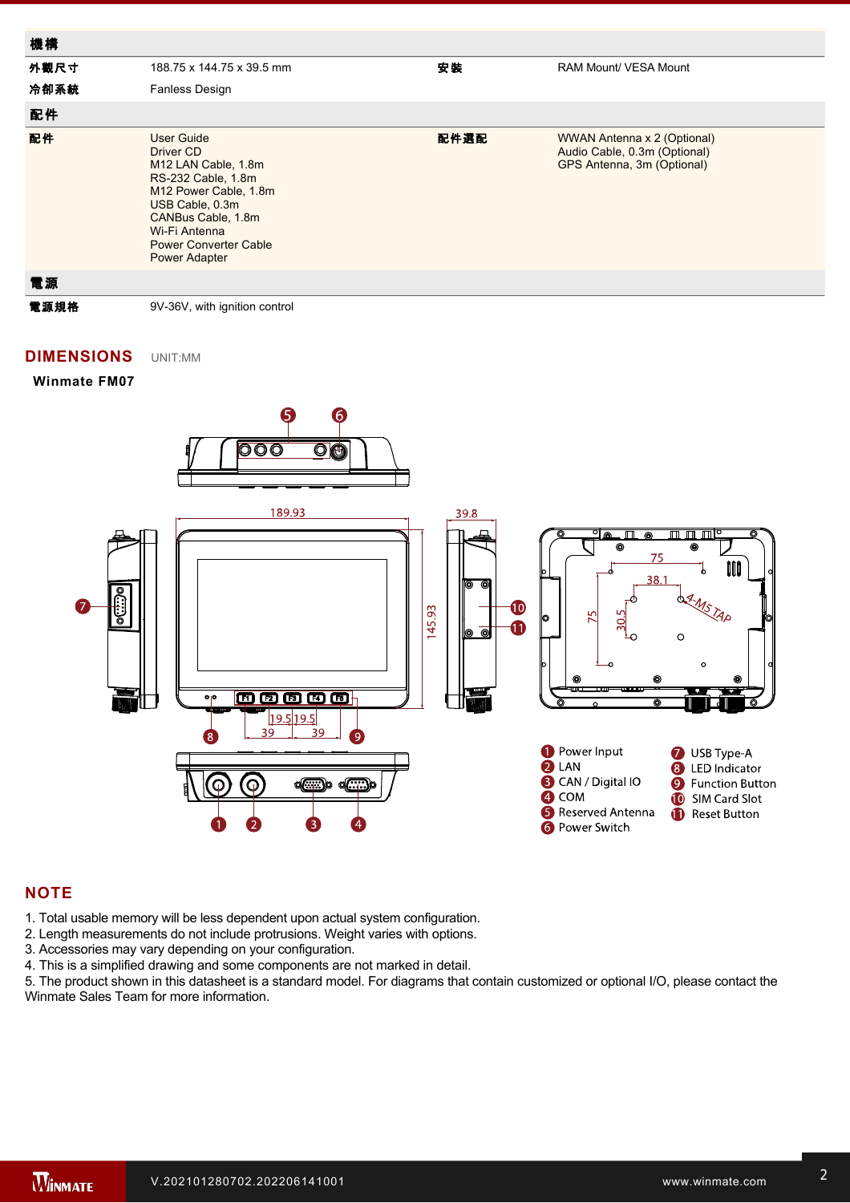| | | | |
|---|---|---|---|
| **機構** | | | |
| **外觀尺寸** | 188.75 x 144.75 x 39.5 mm | **安裝** | RAM Mount/ VESA Mount |
| **冷卻系統** | Fanless Design | | |
| **配件** | | | |
| **配件** | User Guide<br>Driver CD<br>M12 LAN Cable, 1.8m<br>RS-232 Cable, 1.8m<br>M12 Power Cable, 1.8m<br>USB Cable, 0.3m<br>CANBus Cable, 1.8m<br>Wi-Fi Antenna<br>Power Converter Cable<br>Power Adapter | **配件選配** | WWAN Antenna x 2 (Optional)<br>Audio Cable, 0.3m (Optional)<br>GPS Antenna, 3m (Optional) |
| **電源** | | | |
| **電源規格** | 9V-36V, with ignition control | | |

## DIMENSIONS

UNIT:MM

**Winmate FM07**

189.93
39.8
145.93
75
38.1
75
30.5
4-M5 TAP
19.5 19.5
39 39

1. Power Input
2. LAN
3. CAN / Digital IO
4. COM
5. Reserved Antenna
6. Power Switch
7. USB Type-A
8. LED Indicator
9. Function Button
10. SIM Card Slot
11. Reset Button

## NOTE

1. Total usable memory will be less dependent upon actual system configuration.
2. Length measurements do not include protrusions. Weight varies with options.
3. Accessories may vary depending on your configuration.
4. This is a simplified drawing and some components are not marked in detail.
5. The product shown in this datasheet is a standard model. For diagrams that contain customized or optional I/O, please contact the Winmate Sales Team for more information.